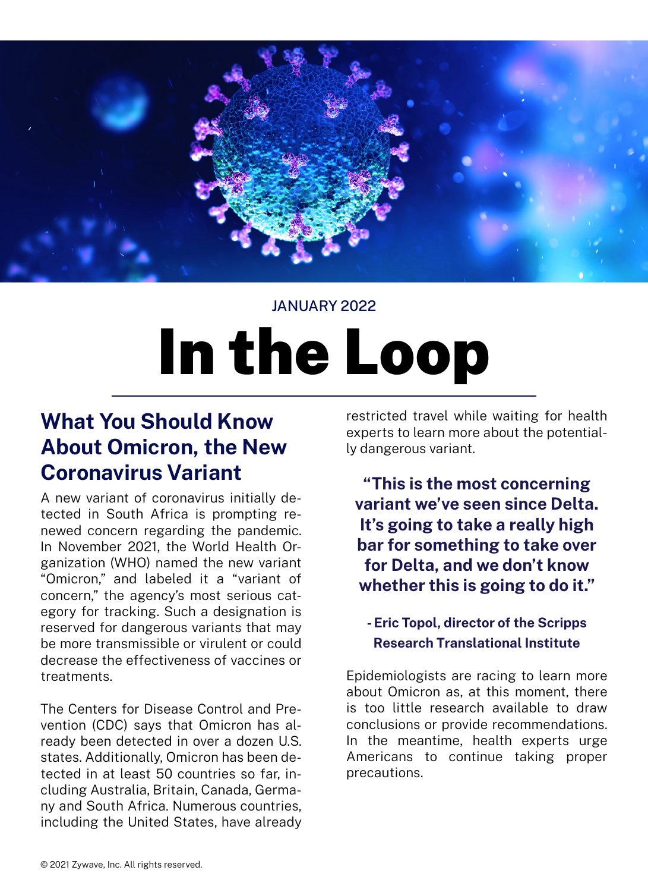JANUARY 2022

# In the Loop

## What You Should Know About Omicron, the New Coronavirus Variant

A new variant of coronavirus initially detected in South Africa is prompting renewed concern regarding the pandemic. In November 2021, the World Health Organization (WHO) named the new variant "Omicron," and labeled it a "variant of concern," the agency's most serious category for tracking. Such a designation is reserved for dangerous variants that may be more transmissible or virulent or could decrease the effectiveness of vaccines or treatments.

The Centers for Disease Control and Prevention (CDC) says that Omicron has already been detected in over a dozen U.S. states. Additionally, Omicron has been detected in at least 50 countries so far, including Australia, Britain, Canada, Germany and South Africa. Numerous countries, including the United States, have already restricted travel while waiting for health experts to learn more about the potentially dangerous variant.

**"This is the most concerning variant we've seen since Delta. It's going to take a really high bar for something to take over for Delta, and we don't know whether this is going to do it."**

**- Eric Topol, director of the Scripps Research Translational Institute**

Epidemiologists are racing to learn more about Omicron as, at this moment, there is too little research available to draw conclusions or provide recommendations. In the meantime, health experts urge Americans to continue taking proper precautions.

© 2021 Zywave, Inc. All rights reserved.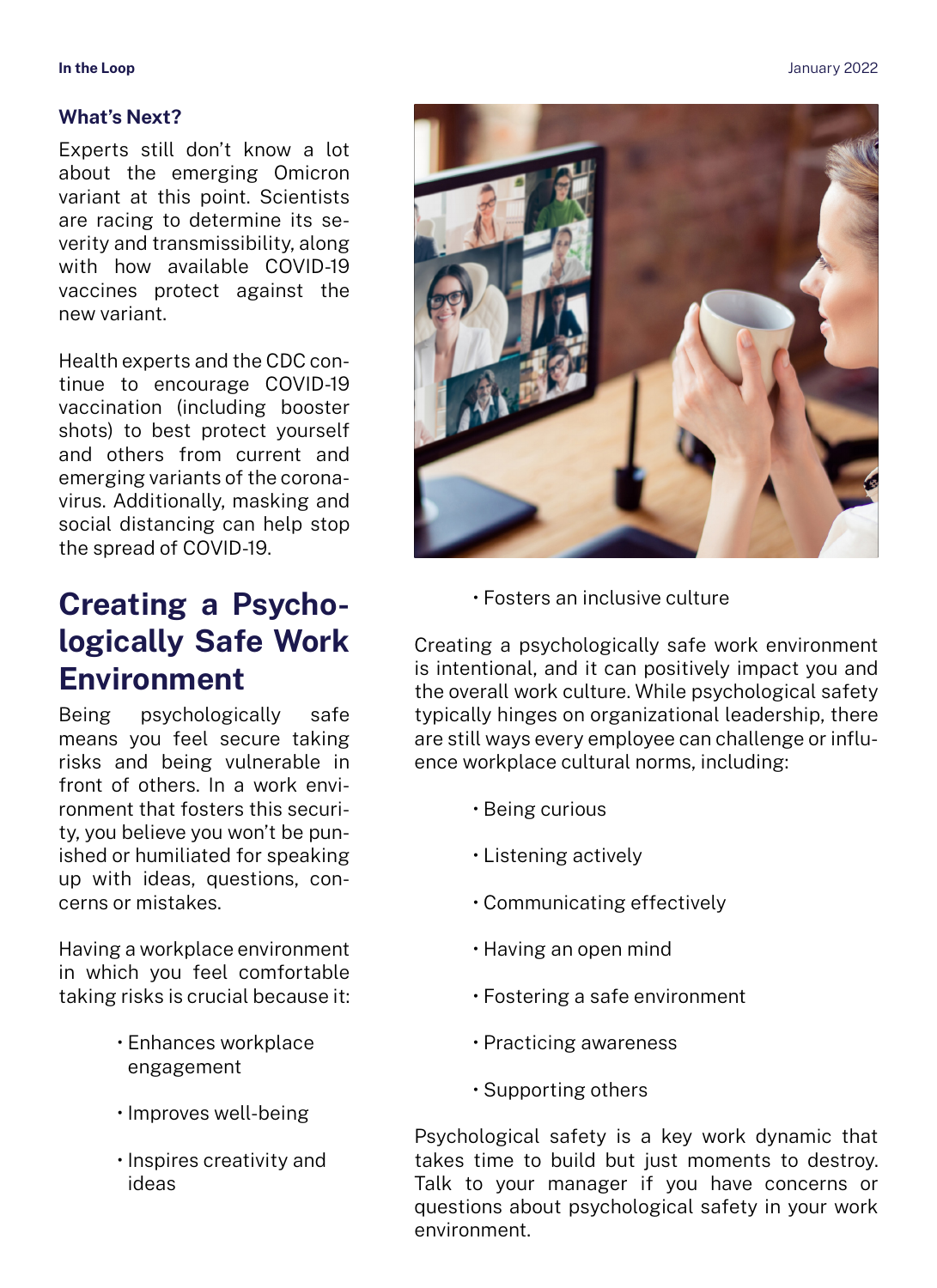### What's Next?

Experts still don't know a lot about the emerging Omicron variant at this point. Scientists are racing to determine its severity and transmissibility, along with how available COVID-19 vaccines protect against the new variant.

Health experts and the CDC continue to encourage COVID-19 vaccination (including booster shots) to best protect yourself and others from current and emerging variants of the coronavirus. Additionally, masking and social distancing can help stop the spread of COVID-19.

## Creating a Psychologically Safe Work Environment

Being psychologically safe means you feel secure taking risks and being vulnerable in front of others. In a work environment that fosters this security, you believe you won't be punished or humiliated for speaking up with ideas, questions, concerns or mistakes.

Having a workplace environment in which you feel comfortable taking risks is crucial because it:

- Enhances workplace engagement
- Improves well-being
- Inspires creativity and ideas
- Fosters an inclusive culture

Creating a psychologically safe work environment is intentional, and it can positively impact you and the overall work culture. While psychological safety typically hinges on organizational leadership, there are still ways every employee can challenge or influence workplace cultural norms, including:

- Being curious
- Listening actively
- Communicating effectively
- Having an open mind
- Fostering a safe environment
- Practicing awareness
- Supporting others

Psychological safety is a key work dynamic that takes time to build but just moments to destroy. Talk to your manager if you have concerns or questions about psychological safety in your work environment.